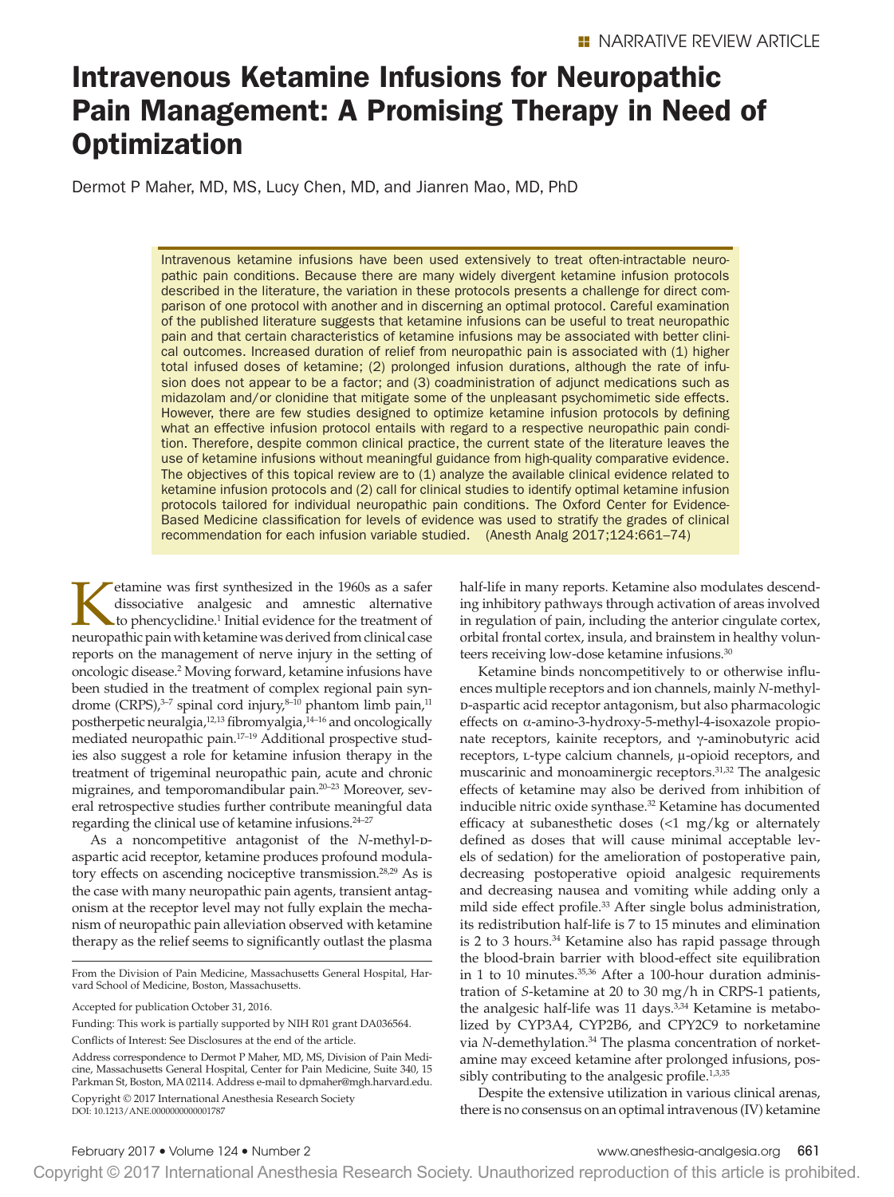NARRATIVE REVIEW ARTICLE

# Intravenous Ketamine Infusions for Neuropathic Pain Management: A Promising Therapy in Need of Optimization

Dermot P Maher, MD, MS, Lucy Chen, MD, and Jianren Mao, MD, PhD

Intravenous ketamine infusions have been used extensively to treat often-intractable neuropathic pain conditions. Because there are many widely divergent ketamine infusion protocols described in the literature, the variation in these protocols presents a challenge for direct comparison of one protocol with another and in discerning an optimal protocol. Careful examination of the published literature suggests that ketamine infusions can be useful to treat neuropathic pain and that certain characteristics of ketamine infusions may be associated with better clinical outcomes. Increased duration of relief from neuropathic pain is associated with (1) higher total infused doses of ketamine; (2) prolonged infusion durations, although the rate of infusion does not appear to be a factor; and (3) coadministration of adjunct medications such as midazolam and/or clonidine that mitigate some of the unpleasant psychomimetic side effects. However, there are few studies designed to optimize ketamine infusion protocols by defining what an effective infusion protocol entails with regard to a respective neuropathic pain condition. Therefore, despite common clinical practice, the current state of the literature leaves the use of ketamine infusions without meaningful guidance from high-quality comparative evidence. The objectives of this topical review are to (1) analyze the available clinical evidence related to ketamine infusion protocols and (2) call for clinical studies to identify optimal ketamine infusion protocols tailored for individual neuropathic pain conditions. The Oxford Center for Evidence-Based Medicine classification for levels of evidence was used to stratify the grades of clinical recommendation for each infusion variable studied. (Anesth Analg 2017;124:661–74)

Ketamine was first synthesized in the 1960s as a safer dissociative analgesic and amnestic alternative to phencyclidine.[1] Initial evidence for the treatment of neuropathic pain with ketamine was derived from clinical case reports on the management of nerve injury in the setting of oncologic disease.[2] Moving forward, ketamine infusions have been studied in the treatment of complex regional pain syndrome (CRPS),[3–7] spinal cord injury,[8–10] phantom limb pain,[11] postherpetic neuralgia,[12,13] fibromyalgia,[14–16] and oncologically mediated neuropathic pain.[17–19] Additional prospective studies also suggest a role for ketamine infusion therapy in the treatment of trigeminal neuropathic pain, acute and chronic migraines, and temporomandibular pain.[20–23] Moreover, several retrospective studies further contribute meaningful data regarding the clinical use of ketamine infusions.[24–27]

As a noncompetitive antagonist of the *N*-methyl-D-aspartic acid receptor, ketamine produces profound modulatory effects on ascending nociceptive transmission.[28,29] As is the case with many neuropathic pain agents, transient antagonism at the receptor level may not fully explain the mechanism of neuropathic pain alleviation observed with ketamine therapy as the relief seems to significantly outlast the plasma half-life in many reports. Ketamine also modulates descending inhibitory pathways through activation of areas involved in regulation of pain, including the anterior cingulate cortex, orbital frontal cortex, insula, and brainstem in healthy volunteers receiving low-dose ketamine infusions.[30]

Ketamine binds noncompetitively to or otherwise influences multiple receptors and ion channels, mainly *N*-methyl-D-aspartic acid receptor antagonism, but also pharmacologic effects on α-amino-3-hydroxy-5-methyl-4-isoxazole propionate receptors, kainite receptors, and γ-aminobutyric acid receptors, L-type calcium channels, μ-opioid receptors, and muscarinic and monoaminergic receptors.[31,32] The analgesic effects of ketamine may also be derived from inhibition of inducible nitric oxide synthase.[32] Ketamine has documented efficacy at subanesthetic doses (<1 mg/kg or alternately defined as doses that will cause minimal acceptable levels of sedation) for the amelioration of postoperative pain, decreasing postoperative opioid analgesic requirements and decreasing nausea and vomiting while adding only a mild side effect profile.[33] After single bolus administration, its redistribution half-life is 7 to 15 minutes and elimination is 2 to 3 hours.[34] Ketamine also has rapid passage through the blood-brain barrier with blood-effect site equilibration in 1 to 10 minutes.[35,36] After a 100-hour duration administration of *S*-ketamine at 20 to 30 mg/h in CRPS-1 patients, the analgesic half-life was 11 days.[3,34] Ketamine is metabolized by CYP3A4, CYP2B6, and CPY2C9 to norketamine via *N*-demethylation.[34] The plasma concentration of norketamine may exceed ketamine after prolonged infusions, possibly contributing to the analgesic profile.[1,3,35]

Despite the extensive utilization in various clinical arenas, there is no consensus on an optimal intravenous (IV) ketamine

From the Division of Pain Medicine, Massachusetts General Hospital, Harvard School of Medicine, Boston, Massachusetts.

Accepted for publication October 31, 2016.

Funding: This work is partially supported by NIH R01 grant DA036564.

Conflicts of Interest: See Disclosures at the end of the article.

Address correspondence to Dermot P Maher, MD, MS, Division of Pain Medicine, Massachusetts General Hospital, Center for Pain Medicine, Suite 340, 15 Parkman St, Boston, MA 02114. Address e-mail to dpmaher@mgh.harvard.edu.

Copyright © 2017 International Anesthesia Research Society
DOI: 10.1213/ANE.0000000000001787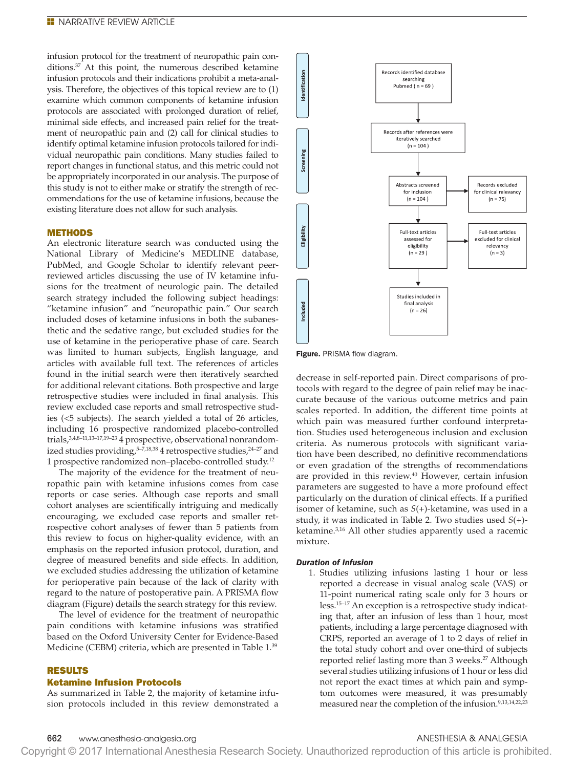infusion protocol for the treatment of neuropathic pain conditions.[37] At this point, the numerous described ketamine infusion protocols and their indications prohibit a meta-analysis. Therefore, the objectives of this topical review are to (1) examine which common components of ketamine infusion protocols are associated with prolonged duration of relief, minimal side effects, and increased pain relief for the treatment of neuropathic pain and (2) call for clinical studies to identify optimal ketamine infusion protocols tailored for individual neuropathic pain conditions. Many studies failed to report changes in functional status, and this metric could not be appropriately incorporated in our analysis. The purpose of this study is not to either make or stratify the strength of recommendations for the use of ketamine infusions, because the existing literature does not allow for such analysis.

## METHODS

An electronic literature search was conducted using the National Library of Medicine's MEDLINE database, PubMed, and Google Scholar to identify relevant peer-reviewed articles discussing the use of IV ketamine infusions for the treatment of neurologic pain. The detailed search strategy included the following subject headings: "ketamine infusion" and "neuropathic pain." Our search included doses of ketamine infusions in both the subanesthetic and the sedative range, but excluded studies for the use of ketamine in the perioperative phase of care. Search was limited to human subjects, English language, and articles with available full text. The references of articles found in the initial search were then iteratively searched for additional relevant citations. Both prospective and large retrospective studies were included in final analysis. This review excluded case reports and small retrospective studies (<5 subjects). The search yielded a total of 26 articles, including 16 prospective randomized placebo-controlled trials,[3,4,8–11,13–17,19–23] 4 prospective, observational nonrandomized studies providing,[5–7,18,38] 4 retrospective studies,[24–27] and 1 prospective randomized non–placebo-controlled study.[12]

The majority of the evidence for the treatment of neuropathic pain with ketamine infusions comes from case reports or case series. Although case reports and small cohort analyses are scientifically intriguing and medically encouraging, we excluded case reports and smaller retrospective cohort analyses of fewer than 5 patients from this review to focus on higher-quality evidence, with an emphasis on the reported infusion protocol, duration, and degree of measured benefits and side effects. In addition, we excluded studies addressing the utilization of ketamine for perioperative pain because of the lack of clarity with regard to the nature of postoperative pain. A PRISMA flow diagram (Figure) details the search strategy for this review.

The level of evidence for the treatment of neuropathic pain conditions with ketamine infusions was stratified based on the Oxford University Center for Evidence-Based Medicine (CEBM) criteria, which are presented in Table 1.[39]

## RESULTS

### Ketamine Infusion Protocols

As summarized in Table 2, the majority of ketamine infusion protocols included in this review demonstrated a decrease in self-reported pain. Direct comparisons of protocols with regard to the degree of pain relief may be inaccurate because of the various outcome metrics and pain scales reported. In addition, the different time points at which pain was measured further confound interpretation. Studies used heterogeneous inclusion and exclusion criteria. As numerous protocols with significant variation have been described, no definitive recommendations or even gradation of the strengths of recommendations are provided in this review.[40] However, certain infusion parameters are suggested to have a more profound effect particularly on the duration of clinical effects. If a purified isomer of ketamine, such as *S*(+)-ketamine, was used in a study, it was indicated in Table 2. Two studies used *S*(+)-ketamine.[3,16] All other studies apparently used a racemic mixture.

**Figure.** PRISMA flow diagram.

#### *Duration of Infusion*

1. Studies utilizing infusions lasting 1 hour or less reported a decrease in visual analog scale (VAS) or 11-point numerical rating scale only for 3 hours or less.[15–17] An exception is a retrospective study indicating that, after an infusion of less than 1 hour, most patients, including a large percentage diagnosed with CRPS, reported an average of 1 to 2 days of relief in the total study cohort and over one-third of subjects reported relief lasting more than 3 weeks.[27] Although several studies utilizing infusions of 1 hour or less did not report the exact times at which pain and symptom outcomes were measured, it was presumably measured near the completion of the infusion.[9,13,14,22,23]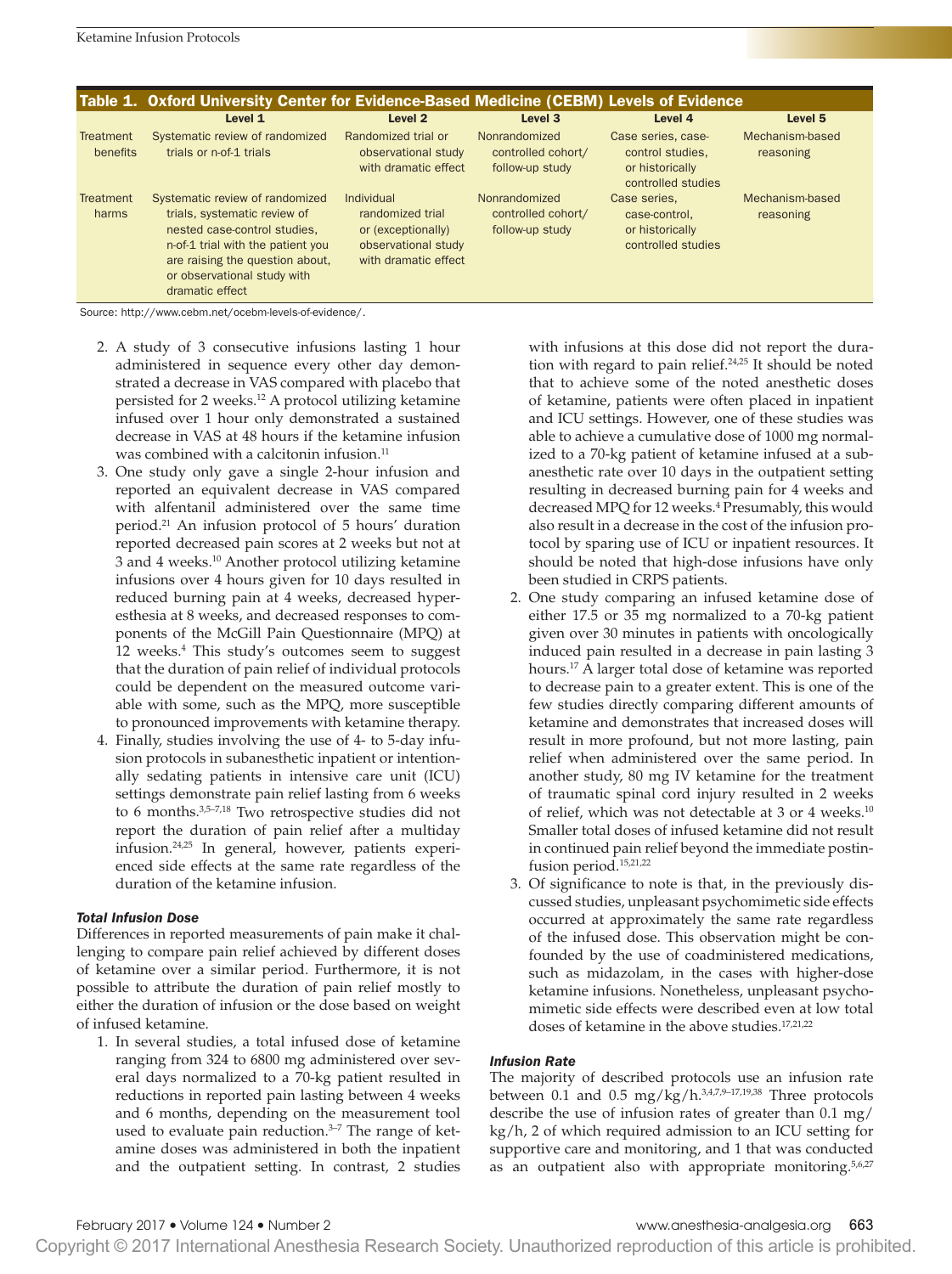**Table 1. Oxford University Center for Evidence-Based Medicine (CEBM) Levels of Evidence**

| | Level 1 | Level 2 | Level 3 | Level 4 | Level 5 |
|---|---|---|---|---|---|
| Treatment benefits | Systematic review of randomized trials or n-of-1 trials | Randomized trial or observational study with dramatic effect | Nonrandomized controlled cohort/follow-up study | Case series, case-control studies, or historically controlled studies | Mechanism-based reasoning |
| Treatment harms | Systematic review of randomized trials, systematic review of nested case-control studies, n-of-1 trial with the patient you are raising the question about, or observational study with dramatic effect | Individual randomized trial or (exceptionally) observational study with dramatic effect | Nonrandomized controlled cohort/follow-up study | Case series, case-control, or historically controlled studies | Mechanism-based reasoning |

Source: http://www.cebm.net/ocebm-levels-of-evidence/.

2. A study of 3 consecutive infusions lasting 1 hour administered in sequence every other day demonstrated a decrease in VAS compared with placebo that persisted for 2 weeks.[12] A protocol utilizing ketamine infused over 1 hour only demonstrated a sustained decrease in VAS at 48 hours if the ketamine infusion was combined with a calcitonin infusion.[11]
3. One study only gave a single 2-hour infusion and reported an equivalent decrease in VAS compared with alfentanil administered over the same time period.[21] An infusion protocol of 5 hours' duration reported decreased pain scores at 2 weeks but not at 3 and 4 weeks.[10] Another protocol utilizing ketamine infusions over 4 hours given for 10 days resulted in reduced burning pain at 4 weeks, decreased hyperesthesia at 8 weeks, and decreased responses to components of the McGill Pain Questionnaire (MPQ) at 12 weeks.[4] This study's outcomes seem to suggest that the duration of pain relief of individual protocols could be dependent on the measured outcome variable with some, such as the MPQ, more susceptible to pronounced improvements with ketamine therapy.
4. Finally, studies involving the use of 4- to 5-day infusion protocols in subanesthetic inpatient or intentionally sedating patients in intensive care unit (ICU) settings demonstrate pain relief lasting from 6 weeks to 6 months.[3,5–7,18] Two retrospective studies did not report the duration of pain relief after a multiday infusion.[24,25] In general, however, patients experienced side effects at the same rate regardless of the duration of the ketamine infusion.

#### Total Infusion Dose

Differences in reported measurements of pain make it challenging to compare pain relief achieved by different doses of ketamine over a similar period. Furthermore, it is not possible to attribute the duration of pain relief mostly to either the duration of infusion or the dose based on weight of infused ketamine.

1. In several studies, a total infused dose of ketamine ranging from 324 to 6800 mg administered over several days normalized to a 70-kg patient resulted in reductions in reported pain lasting between 4 weeks and 6 months, depending on the measurement tool used to evaluate pain reduction.[3–7] The range of ketamine doses was administered in both the inpatient and the outpatient setting. In contrast, 2 studies with infusions at this dose did not report the duration with regard to pain relief.[24,25] It should be noted that to achieve some of the noted anesthetic doses of ketamine, patients were often placed in inpatient and ICU settings. However, one of these studies was able to achieve a cumulative dose of 1000 mg normalized to a 70-kg patient of ketamine infused at a subanesthetic rate over 10 days in the outpatient setting resulting in decreased burning pain for 4 weeks and decreased MPQ for 12 weeks.[4] Presumably, this would also result in a decrease in the cost of the infusion protocol by sparing use of ICU or inpatient resources. It should be noted that high-dose infusions have only been studied in CRPS patients.
2. One study comparing an infused ketamine dose of either 17.5 or 35 mg normalized to a 70-kg patient given over 30 minutes in patients with oncologically induced pain resulted in a decrease in pain lasting 3 hours.[17] A larger total dose of ketamine was reported to decrease pain to a greater extent. This is one of the few studies directly comparing different amounts of ketamine and demonstrates that increased doses will result in more profound, but not more lasting, pain relief when administered over the same period. In another study, 80 mg IV ketamine for the treatment of traumatic spinal cord injury resulted in 2 weeks of relief, which was not detectable at 3 or 4 weeks.[10] Smaller total doses of infused ketamine did not result in continued pain relief beyond the immediate postinfusion period.[15,21,22]
3. Of significance to note is that, in the previously discussed studies, unpleasant psychomimetic side effects occurred at approximately the same rate regardless of the infused dose. This observation might be confounded by the use of coadministered medications, such as midazolam, in the cases with higher-dose ketamine infusions. Nonetheless, unpleasant psychomimetic side effects were described even at low total doses of ketamine in the above studies.[17,21,22]

#### Infusion Rate

The majority of described protocols use an infusion rate between 0.1 and 0.5 mg/kg/h.[3,4,7,9–17,19,38] Three protocols describe the use of infusion rates of greater than 0.1 mg/kg/h, 2 of which required admission to an ICU setting for supportive care and monitoring, and 1 that was conducted as an outpatient also with appropriate monitoring.[5,6,27]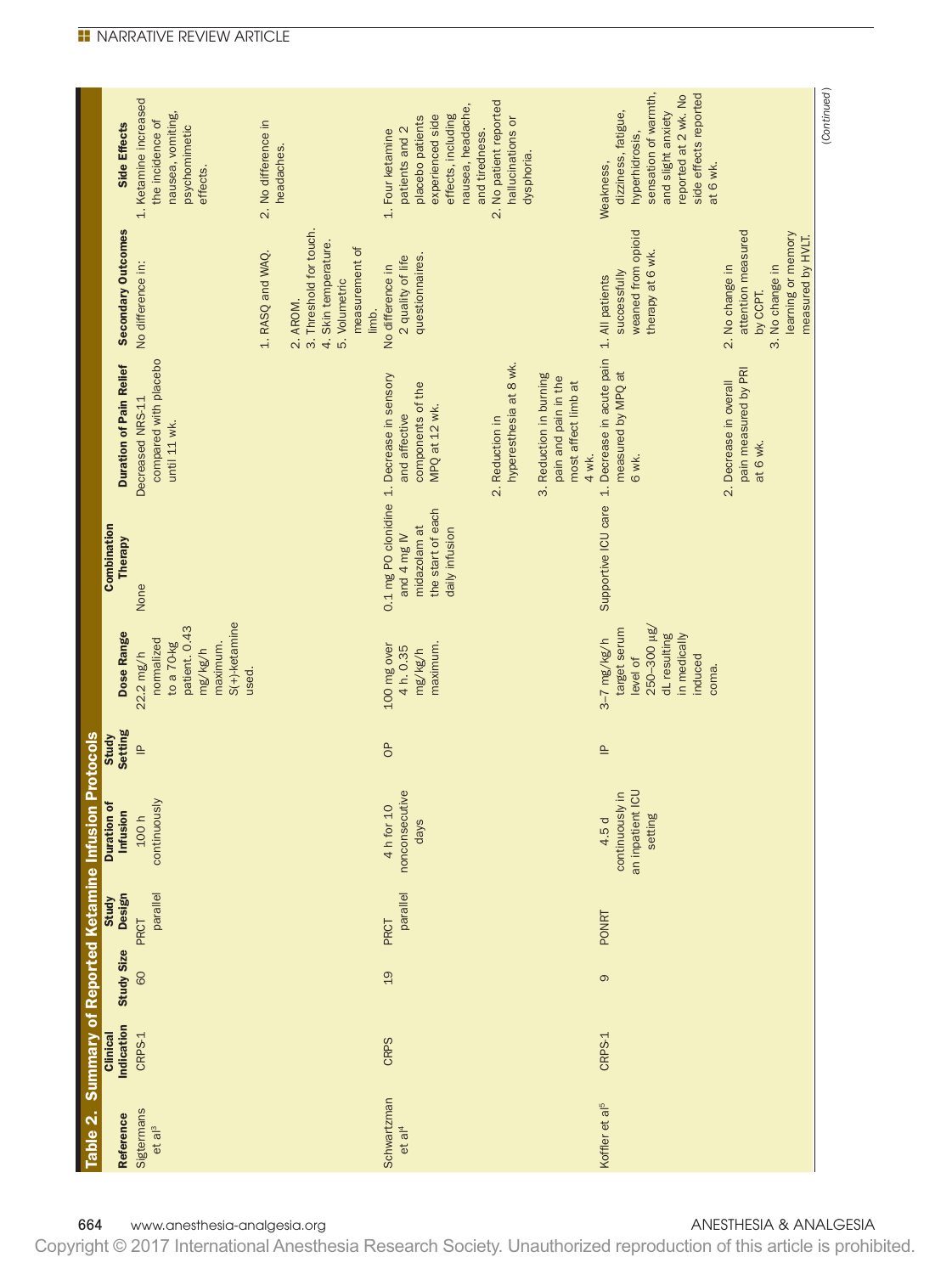**Table 2. Summary of Reported Ketamine Infusion Protocols**

| Reference | Clinical Indication | Study Size | Study Design | Duration of Infusion | Study Setting | Dose Range | Combination Therapy | Duration of Pain Relief | Secondary Outcomes | Side Effects |
|---|---|---|---|---|---|---|---|---|---|---|
| Sigtermans et al[3] | CRPS-1 | 60 | PRCT parallel | 100 h continuously | IP | 22.2 mg/h normalized to a 70-kg patient. 0.43 mg/kg/h maximum. S(+)-ketamine used. | None | Decreased NRS-11 compared with placebo until 11 wk. | No difference in: 1. RASQ and WAQ. 2. AROM. 3. Threshold for touch. 4. Skin temperature. 5. Volumetric measurement of limb. | 1. Ketamine increased the incidence of nausea, vomiting, psychomimetic effects. 2. No difference in headaches. |
| Schwartzman et al[4] | CRPS | 19 | PRCT parallel | 4 h for 10 nonconsecutive days | OP | 100 mg over 4 h. 0.35 mg/kg/h maximum. | 0.1 mg PO clonidine and 4 mg IV midazolam at the start of each daily infusion | 1. Decrease in sensory and affective components of the MPQ at 12 wk. 2. Reduction in hyperesthesia at 8 wk. 3. Reduction in burning pain and pain in the most affect limb at 4 wk. | No difference in 2 quality of life questionnaires. | 1. Four ketamine patients and 2 placebo patients experienced side effects, including nausea, headache, and tiredness. 2. No patient reported hallucinations or dysphoria. |
| Koffler et al[5] | CRPS-1 | 9 | PONRT | 4.5 d continuously in an inpatient ICU setting | IP | 3–7 mg/kg/h target serum level of 250–300 µg/dL resulting in medically induced coma. | Supportive ICU care | 1. Decrease in acute pain measured by MPQ at 6 wk. 2. Decrease in overall pain measured by PRI at 6 wk. | 1. All patients successfully weaned from opioid therapy at 6 wk. 2. No change in attention measured by CCPT. 3. No change in learning or memory measured by HVLT. | Weakness, dizziness, fatigue, hyperhidrosis, sensation of warmth, and slight anxiety reported at 2 wk. No side effects reported at 6 wk. |

(Continued)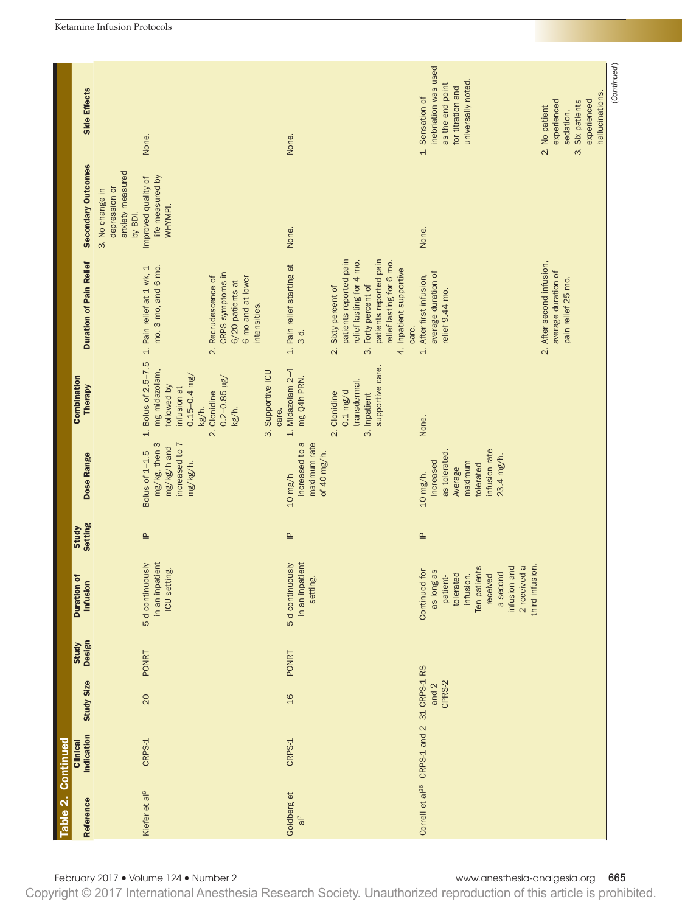**Table 2. Continued**

| Reference | Clinical Indication | Study Size | Study Design | Duration of Infusion | Study Setting | Dose Range | Combination Therapy | Duration of Pain Relief | Secondary Outcomes | Side Effects |
|---|---|---|---|---|---|---|---|---|---|---|
| | | | | | | | | | 3. No change in depression or anxiety measured by BDI. | |
| Kiefer et al[6] | CRPS-1 | 20 | PONRT | 5 d continuously in an inpatient ICU setting. | IP | Bolus of 1–1.5 mg/kg, then 3 mg/kg/h and increased to 7 mg/kg/h. | 1. Bolus of 2.5–7.5 mg midazolam, followed by infusion at 0.15–0.4 mg/kg/h.<br>2. Clonidine 0.2–0.85 µg/kg/h.<br>3. Supportive ICU care. | 1. Pain relief at 1 wk, 1 mo, 3 mo, and 6 mo.<br>2. Recrudescence of CRPS symptoms in 6/20 patients at 6 mo and at lower intensities. | Improved quality of life measured by WHYMPI. | None. |
| Goldberg et al[7] | CRPS-1 | 16 | PONRT | 5 d continuously in an inpatient setting. | IP | 10 mg/h increased to a maximum rate of 40 mg/h. | 1. Midazolam 2–4 mg Q4h PRN.<br>2. Clonidine 0.1 mg/d transdermal.<br>3. Inpatient supportive care. | 1. Pain relief starting at 3 d.<br>2. Sixty percent of patients reported pain relief lasting for 4 mo.<br>3. Forty percent of patients reported pain relief lasting for 6 mo.<br>4. Inpatient supportive care. | None. | None. |
| Correll et al[26] | CRPS-1 and 2 | 31 CRPS-1 and 2 CPRS-2 | RS | Continued for as long as patient-tolerated infusion. Ten patients received a second infusion and 2 received a third infusion. | IP | 10 mg/h. Increased as tolerated. Average maximum tolerated infusion rate 23.4 mg/h. | None. | 1. After first infusion, average duration of relief 9.44 mo.<br>2. After second infusion, average duration of pain relief 25 mo. | None. | 1. Sensation of inebriation was used as the end point for titration and universally noted.<br>2. No patient experienced sedation.<br>3. Six patients experienced hallucinations. |

(Continued)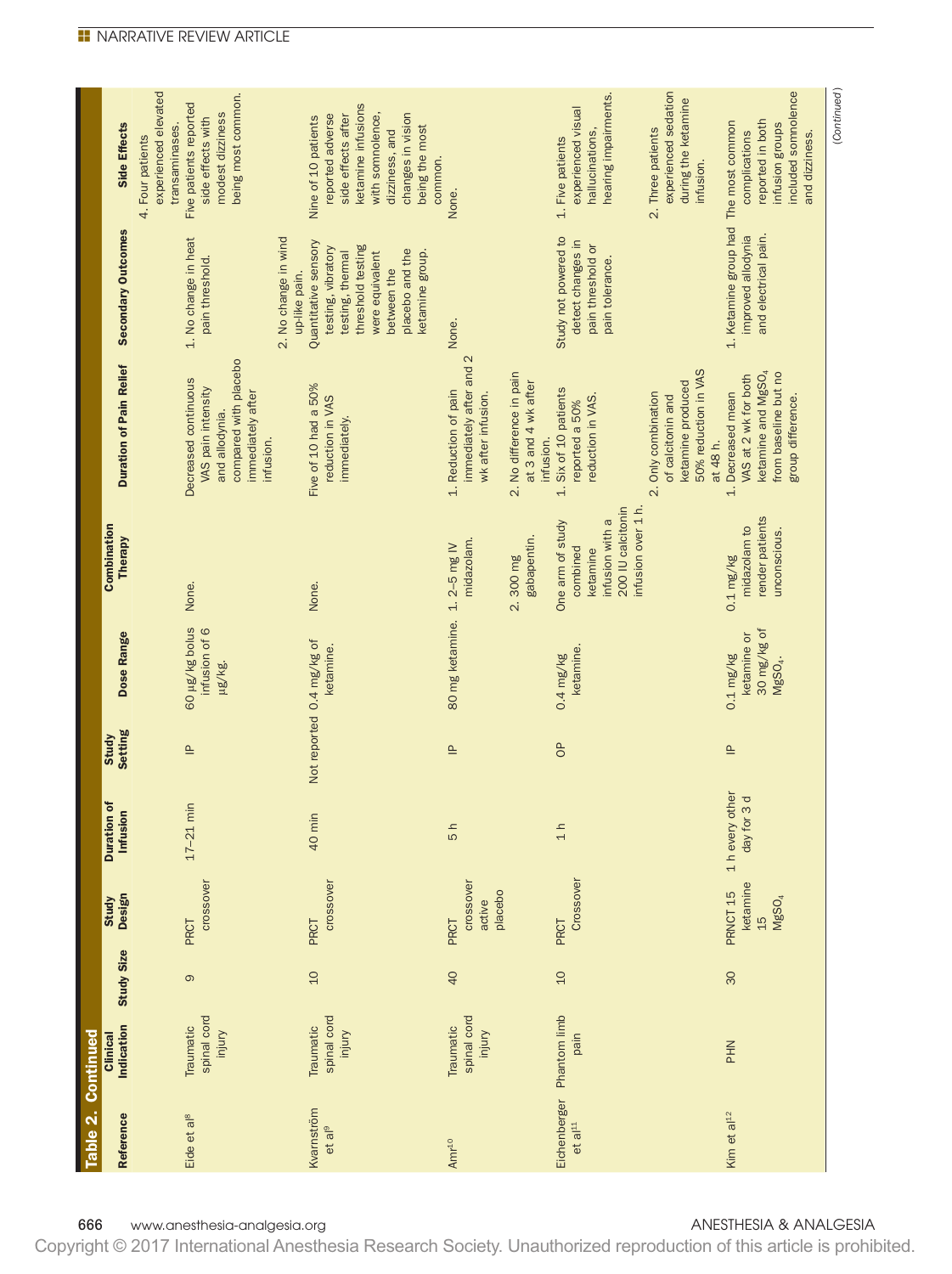## Table 2. Continued

| Reference | Clinical Indication | Study Size | Study Design | Duration of Infusion | Study Setting | Dose Range | Combination Therapy | Duration of Pain Relief | Secondary Outcomes | Side Effects |
|---|---|---|---|---|---|---|---|---|---|---|
| | | | | | | | | | | 4. Four patients experienced elevated transaminases. |
| Eide et al[8] | Traumatic spinal cord injury | 9 | PRCT crossover | 17–21 min | IP | 60 μg/kg bolus infusion of 6 μg/kg. | None. | Decreased continuous VAS pain intensity and allodynia compared with placebo immediately after infusion. | 1. No change in heat pain threshold. 2. No change in wind up-like pain. | Five patients reported side effects with modest dizziness being most common. |
| Kvarnström et al[9] | Traumatic spinal cord injury | 10 | PRCT crossover | 40 min | Not reported | 0.4 mg/kg of ketamine. | None. | Five of 10 had a 50% reduction in VAS immediately. | Quantitative sensory testing, vibratory testing, thermal threshold testing were equivalent between the placebo and the ketamine group. | Nine of 10 patients reported adverse side effects after ketamine infusions with somnolence, dizziness, and changes in vision being the most common. |
| Amr[10] | Traumatic spinal cord injury | 40 | PRCT crossover active placebo | 5 h | IP | 80 mg ketamine. | 1. 2–5 mg IV midazolam. 2. 300 mg gabapentin. | 1. Reduction of pain immediately after and 2 wk after infusion. 2. No difference in pain at 3 and 4 wk after infusion. | None. | None. |
| Eichenberger et al[11] | Phantom limb pain | 10 | PRCT Crossover | 1 h | OP | 0.4 mg/kg ketamine. | One arm of study combined ketamine infusion with a 200 IU calcitonin infusion over 1 h. | 1. Six of 10 patients reported a 50% reduction in VAS. 2. Only combination of calcitonin and ketamine produced 50% reduction in VAS at 48 h. | Study not powered to detect changes in pain threshold or pain tolerance. | 1. Five patients experienced visual hallucinations, hearing impairments. 2. Three patients experienced sedation during the ketamine infusion. |
| Kim et al[12] | PHN | 30 | PRNCT 15 ketamine 15 $MgSO_4$ | 1 h every other day for 3 d | IP | 0.1 mg/kg ketamine or 30 mg/kg of $MgSO_4$. | 0.1 mg/kg midazolam to render patients unconscious. | 1. Decreased mean VAS at 2 wk for both ketamine and $MgSO_4$ from baseline but no group difference. | 1. Ketamine group had improved allodynia and electrical pain. | The most common complications reported in both infusion groups included somnolence and dizziness. |

(Continued)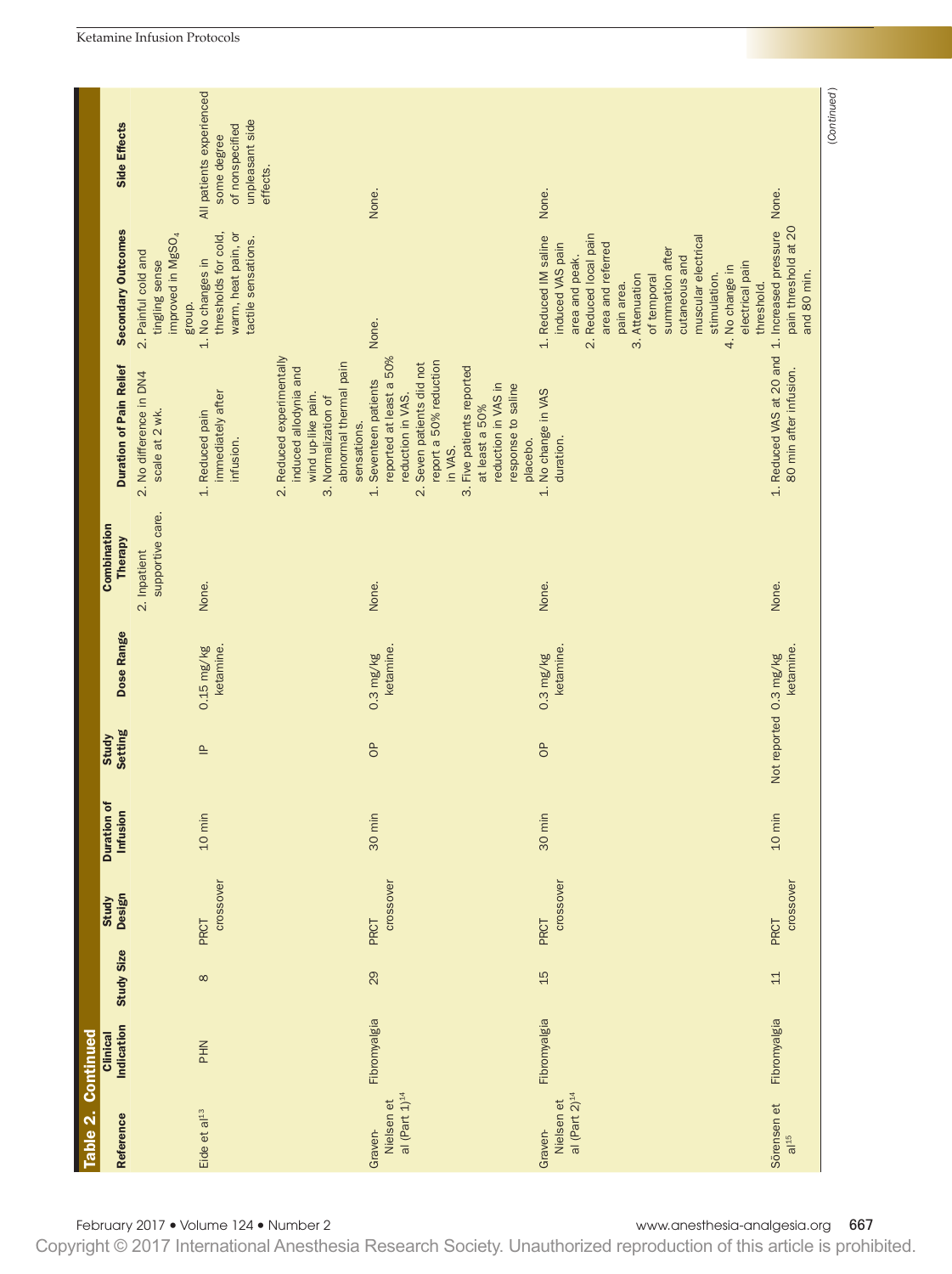**Table 2. Continued**

| Reference | Clinical Indication | Study Size | Study Design | Duration of Infusion | Study Setting | Dose Range | Combination Therapy | Duration of Pain Relief | Secondary Outcomes | Side Effects |
|---|---|---|---|---|---|---|---|---|---|---|
| | | | | | | | 2. Inpatient supportive care. | 2. No difference in DN4 scale at 2 wk. | 2. Painful cold and tingling sense improved in $MgSO_4$ group. | |
| Eide et al[13] | PHN | 8 | PRCT crossover | 10 min | IP | 0.15 mg/kg ketamine. | None. | 1. Reduced pain immediately after infusion. 2. Reduced experimentally induced allodynia and wind up-like pain. 3. Normalization of abnormal thermal pain sensations. | 1. No changes in thresholds for cold, warm, heat pain, or tactile sensations. | All patients experienced some degree of nonspecified unpleasant side effects. |
| Graven-Nielsen et al (Part 1)[14] | Fibromyalgia | 29 | PRCT crossover | 30 min | OP | 0.3 mg/kg ketamine. | None. | 1. Seventeen patients reported at least a 50% reduction in VAS. 2. Seven patients did not report a 50% reduction in VAS. 3. Five patients reported at least a 50% reduction in VAS in response to saline placebo. | None. | None. |
| Graven-Nielsen et al (Part 2)[14] | Fibromyalgia | 15 | PRCT crossover | 30 min | OP | 0.3 mg/kg ketamine. | None. | 1. No change in VAS duration. | 1. Reduced IM saline induced VAS pain area and peak. 2. Reduced local pain area and referred pain area. 3. Attenuation of temporal summation after cutaneous and muscular electrical stimulation. 4. No change in electrical pain threshold. | None. |
| Sörensen et al[15] | Fibromyalgia | 11 | PRCT crossover | 10 min | Not reported | 0.3 mg/kg ketamine. | None. | 1. Reduced VAS at 20 and 80 min after infusion. | 1. Increased pressure pain threshold at 20 and 80 min. | None. |

(Continued)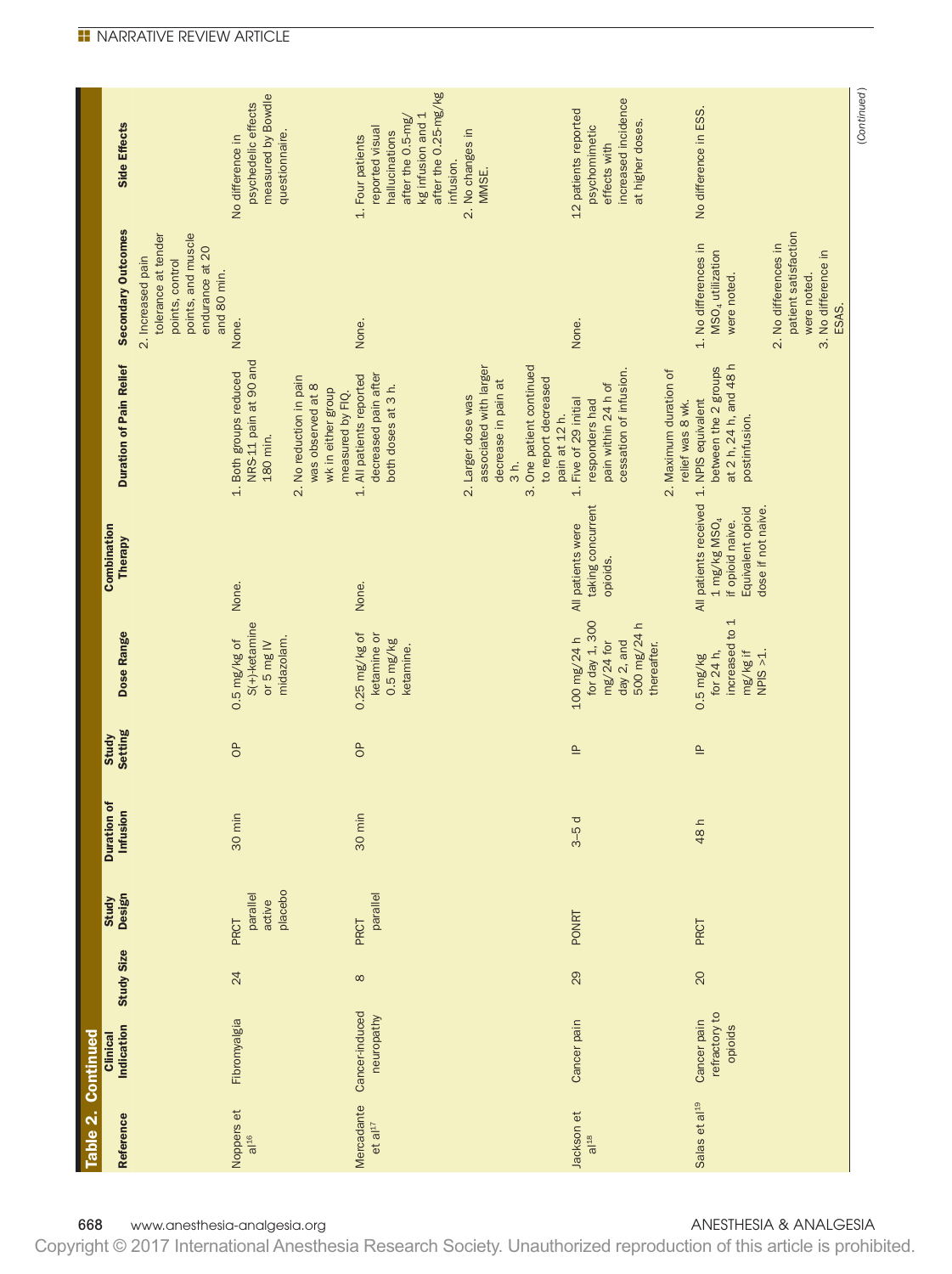**Table 2. Continued**

| Reference | Clinical Indication | Study Size | Study Design | Duration of Infusion | Study Setting | Dose Range | Combination Therapy | Duration of Pain Relief | Secondary Outcomes | Side Effects |
|---|---|---|---|---|---|---|---|---|---|---|
| | | | | | | | | | 2. Increased pain tolerance at tender points, control points, and muscle endurance at 20 and 80 min. | |
| Noppers et al[16] | Fibromyalgia | 24 | PRCT parallel active placebo | 30 min | OP | 0.5 mg/kg of S(+)-ketamine or 5 mg IV midazolam. | None. | 1. Both groups reduced NRS-11 pain at 90 and 180 min. 2. No reduction in pain was observed at 8 wk in either group measured by FIQ. | None. | No difference in psychedelic effects measured by Bowdle questionnaire. |
| Mercadante et al[17] | Cancer-induced neuropathy | 8 | PRCT parallel | 30 min | OP | 0.25 mg/kg of ketamine or 0.5 mg/kg ketamine. | None. | 1. All patients reported decreased pain after both doses at 3 h. 2. Larger dose was associated with larger decrease in pain at 3 h. 3. One patient continued to report decreased pain at 12 h. | None. | 1. Four patients reported visual hallucinations after the 0.5-mg/kg infusion and 1 after the 0.25-mg/kg infusion. 2. No changes in MMSE. |
| Jackson et al[18] | Cancer pain | 29 | PONRT | 3–5 d | IP | 100 mg/24 h for day 1, 300 mg/24 for day 2, and 500 mg/24 h thereafter. | All patients were taking concurrent opioids. | 1. Five of 29 initial responders had pain within 24 h of cessation of infusion. 2. Maximum duration of relief was 8 wk. | None. | 12 patients reported psychomimetic effects with increased incidence at higher doses. |
| Salas et al[19] | Cancer pain refractory to opioids | 20 | PRCT | 48 h | IP | 0.5 mg/kg for 24 h, increased to 1 mg/kg if NPIS >1. | All patients received 1 mg/kg $MSO_4$ if opioid naive. Equivalent opioid dose if not naive. | 1. NPIS equivalent between the 2 groups at 2 h, 24 h, and 48 h postinfusion. | 1. No differences in $MSO_4$ utilization were noted. 2. No differences in patient satisfaction were noted. 3. No difference in ESAS. | No difference in ESS. |

(Continued)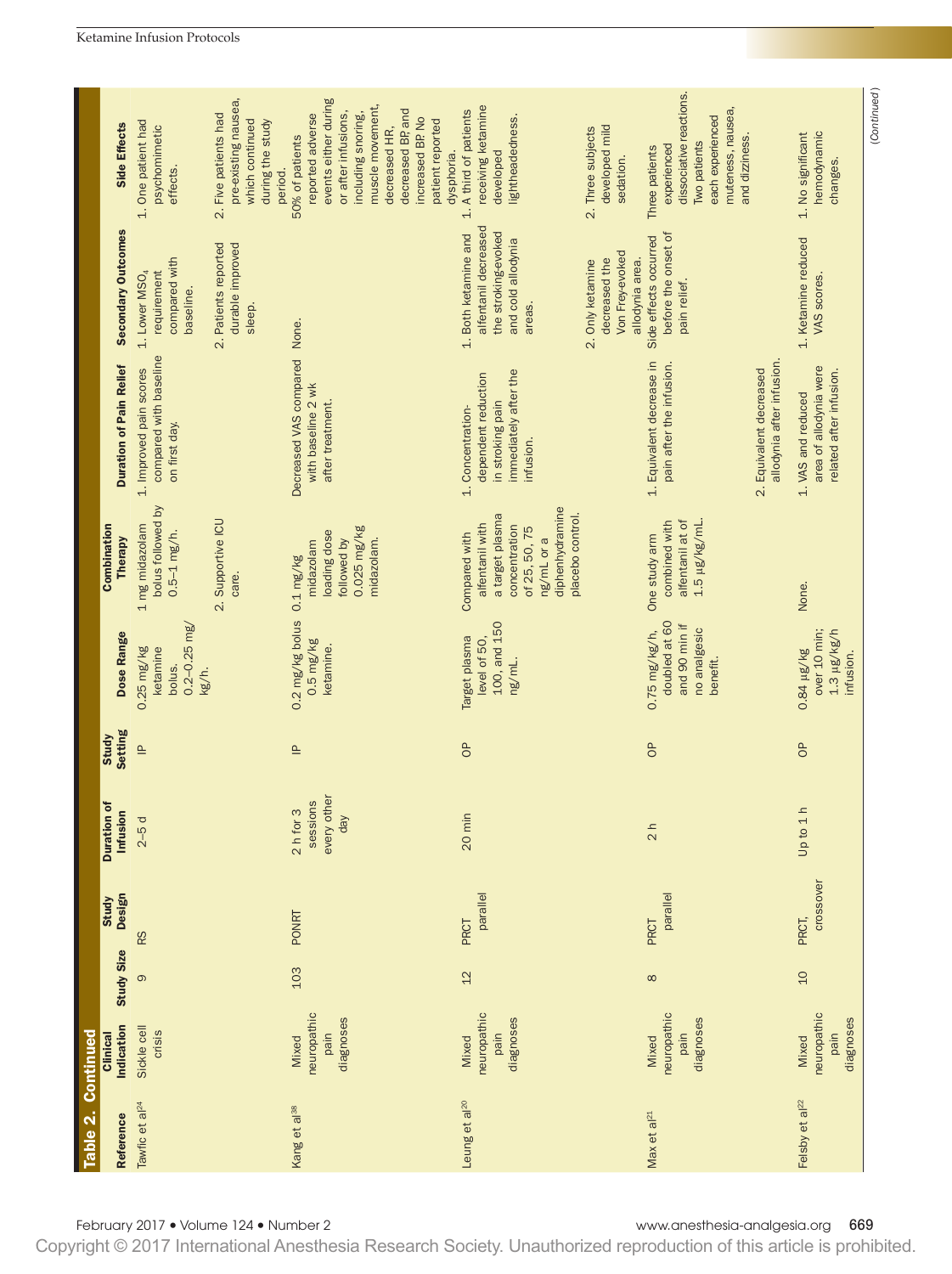**Table 2. Continued**

| Reference | Clinical Indication | Study Size | Study Design | Duration of Infusion | Study Setting | Dose Range | Combination Therapy | Duration of Pain Relief | Secondary Outcomes | Side Effects |
|---|---|---|---|---|---|---|---|---|---|---|
| Tawfic et al[24] | Sickle cell crisis | 9 | RS | 2–5 d | IP | 0.25 mg/kg ketamine bolus. 0.2–0.25 mg/kg/h. | 1 mg midazolam bolus followed by 0.5–1 mg/h. 2. Supportive ICU care. | 1. Improved pain scores compared with baseline on first day. | 1. Lower $MSO_4$ requirement compared with baseline. 2. Patients reported durable improved sleep. | 1. One patient had psychomimetic effects. 2. Five patients had pre-existing nausea, which continued during the study period. |
| Kang et al[38] | Mixed neuropathic pain diagnoses | 103 | PONRT | 2 h for 3 sessions every other day | IP | 0.2 mg/kg bolus 0.5 mg/kg ketamine. | 0.1 mg/kg midazolam loading dose followed by 0.025 mg/kg midazolam. | Decreased VAS compared with baseline 2 wk after treatment. | None. | 50% of patients reported adverse events either during or after infusions, including snoring, muscle movement, decreased HR, decreased BP, and increased BP. No patient reported dysphoria. |
| Leung et al[20] | Mixed neuropathic pain diagnoses | 12 | PRCT parallel | 20 min | OP | Target plasma level of 50, 100, and 150 ng/mL. | Compared with alfentanil with a target plasma concentration of 25, 50, 75 ng/mL or a diphenhydramine placebo control. | 1. Concentration-dependent reduction in stroking pain immediately after the infusion. | 1. Both ketamine and alfentanil decreased the stroking-evoked and cold allodynia areas. 2. Only ketamine decreased the Von Frey-evoked allodynia area. | 1. A third of patients receiving ketamine developed lightheadedness. 2. Three subjects developed mild sedation. |
| Max et al[21] | Mixed neuropathic pain diagnoses | 8 | PRCT parallel | 2 h | OP | 0.75 mg/kg/h, doubled at 60 and 90 min if no analgesic benefit. | One study arm combined with alfentanil at of 1.5 μg/kg/mL. | 1. Equivalent decrease in pain after the infusion. 2. Equivalent decreased allodynia after infusion. | Side effects occurred before the onset of pain relief. | Three patients experienced dissociative reactions. Two patients each experienced muteness, nausea, and dizziness. |
| Felsby et al[22] | Mixed neuropathic pain diagnoses | 10 | PRCT, crossover | Up to 1 h | OP | 0.84 μg/kg over 10 min; 1.3 μg/kg/h infusion. | None. | 1. VAS and reduced area of allodynia were related after infusion. | 1. Ketamine reduced VAS scores. | 1. No significant hemodynamic changes. |

(Continued)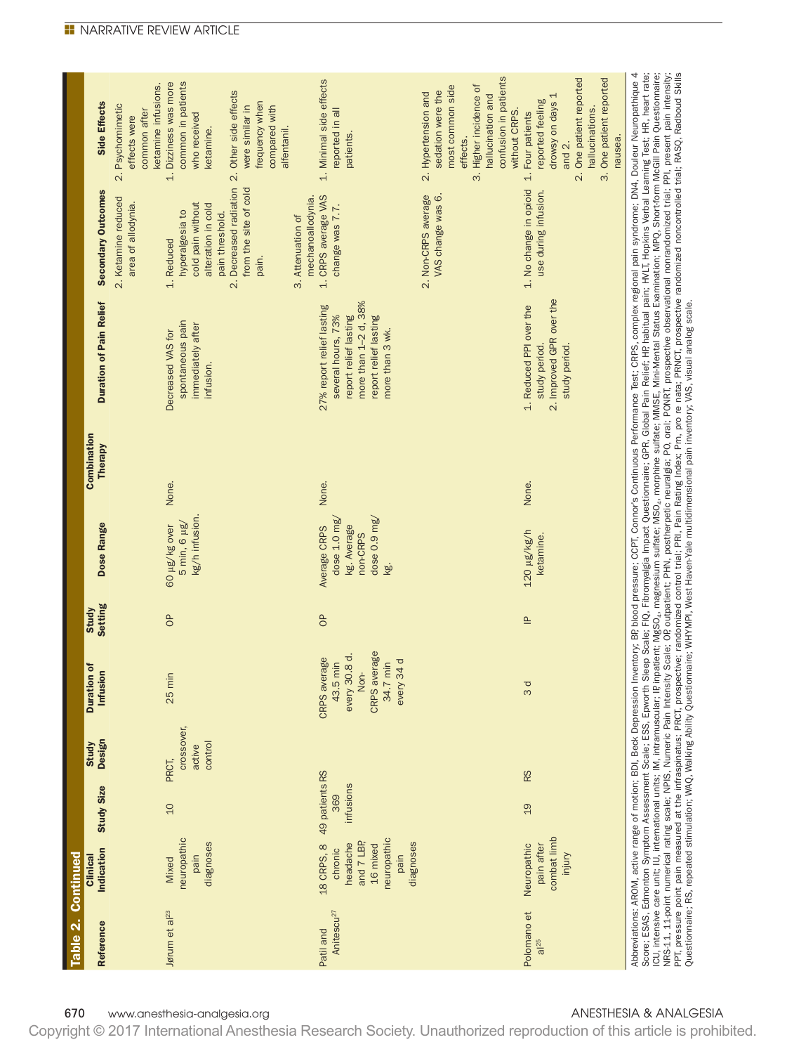## Table 2. Continued

| Reference | Clinical Indication | Study Size | Study Design | Duration of Infusion | Study Setting | Dose Range | Combination Therapy | Duration of Pain Relief | Secondary Outcomes | Side Effects |
|---|---|---|---|---|---|---|---|---|---|---|
| | | | | | | | | | 2. Ketamine reduced area of allodynia. | 2. Psychomimetic effects were common after ketamine infusions. |
| Jørum et al[23] | Mixed neuropathic pain diagnoses | 10 | PRCT, crossover, active control | 25 min | OP | 60 µg/kg over 5 min, 6 µg/kg/h infusion. | None. | Decreased VAS for spontaneous pain immediately after infusion. | 1. Reduced hyperalgesia to cold pain without alteration in cold pain threshold. 2. Decreased radiation from the site of cold pain. 3. Attenuation of mechanoallodynia. | 1. Dizziness was more common in patients who received ketamine. 2. Other side effects were similar in frequency when compared with alfentanil. |
| Patil and Anitescu[27] | 18 CRPS, 8 chronic headache and 7 LBP, 16 mixed neuropathic pain diagnoses | 49 patients 369 infusions | RS | CRPS average 43.5 min every 30.8 d. Non-CRPS average 34.7 min every 34 d | OP | Average CRPS dose 1.0 mg/kg. Average non-CRPS dose 0.9 mg/kg. | None. | 27% report relief lasting several hours, 73% report relief lasting more than 1–2 d, 38% report relief lasting more than 3 wk. | 1. CRPS average VAS change was 7.7. 2. Non-CRPS average VAS change was 6. | 1. Minimal side effects reported in all patients. 2. Hypertension and sedation were the most common side effects. 3. Higher incidence of hallucination and confusion in patients without CRPS. |
| Polomano et al[25] | Neuropathic pain after combat limb injury | 19 | RS | 3 d | IP | 120 µg/kg/h ketamine. | None. | 1. Reduced PPI over the study period. 2. Improved GPR over the study period. | 1. No change in opioid use during infusion. | 1. Four patients reported feeling drowsy on days 1 and 2. 2. One patient reported hallucinations. 3. One patient reported nausea. |

Abbreviations: AROM, active range of motion; BDI, Beck Depression Inventory; BP, blood pressure; CCPT, Connor's Continuous Performance Test; CRPS, complex regional pain syndrome; DN4, Douleur Neuropathique 4 Score; ESAS, Edmonton Symptom Assessment Scale; ESS, Epworth Sleep Scale; FIQ, Fibromyalgia Impact Questionnaire; GPR, Global Pain Relief; HP, habitual pain; HVLT, Hopkins Verbal Learning Test; HR, heart rate; ICU, intensive care unit; IU, international units; IM, intramuscular; IP, inpatient; $MgSO_4$, magnesium sulfate; $MSO_4$, morphine sulfate; MMSE, Mini-Mental Status Examination; MPQ, Short-form McGill Pain Questionnaire; NRS-11, 11-point numerical rating scale; NPIS, Numeric Pain Intensity Scale; OP, outpatient; PHN, postherpetic neuralgia; PO, oral; PONRT, prospective observational nonrandomized trial; PPI, present pain intensity; PPT, pressure point pain measured at the infraspinatus; PRCT, prospective; randomized control trial; PRI, Pain Rating Index; Prn, pro re nata; PRNCT, prospective randomized noncontrolled trial; RASQ, Radboud Skills Questionnaire; RS, repeated stimulation; WAQ, Walking Ability Questionnaire; WHYMPI, West Haven-Yale multidimensional pain inventory; VAS, visual analog scale.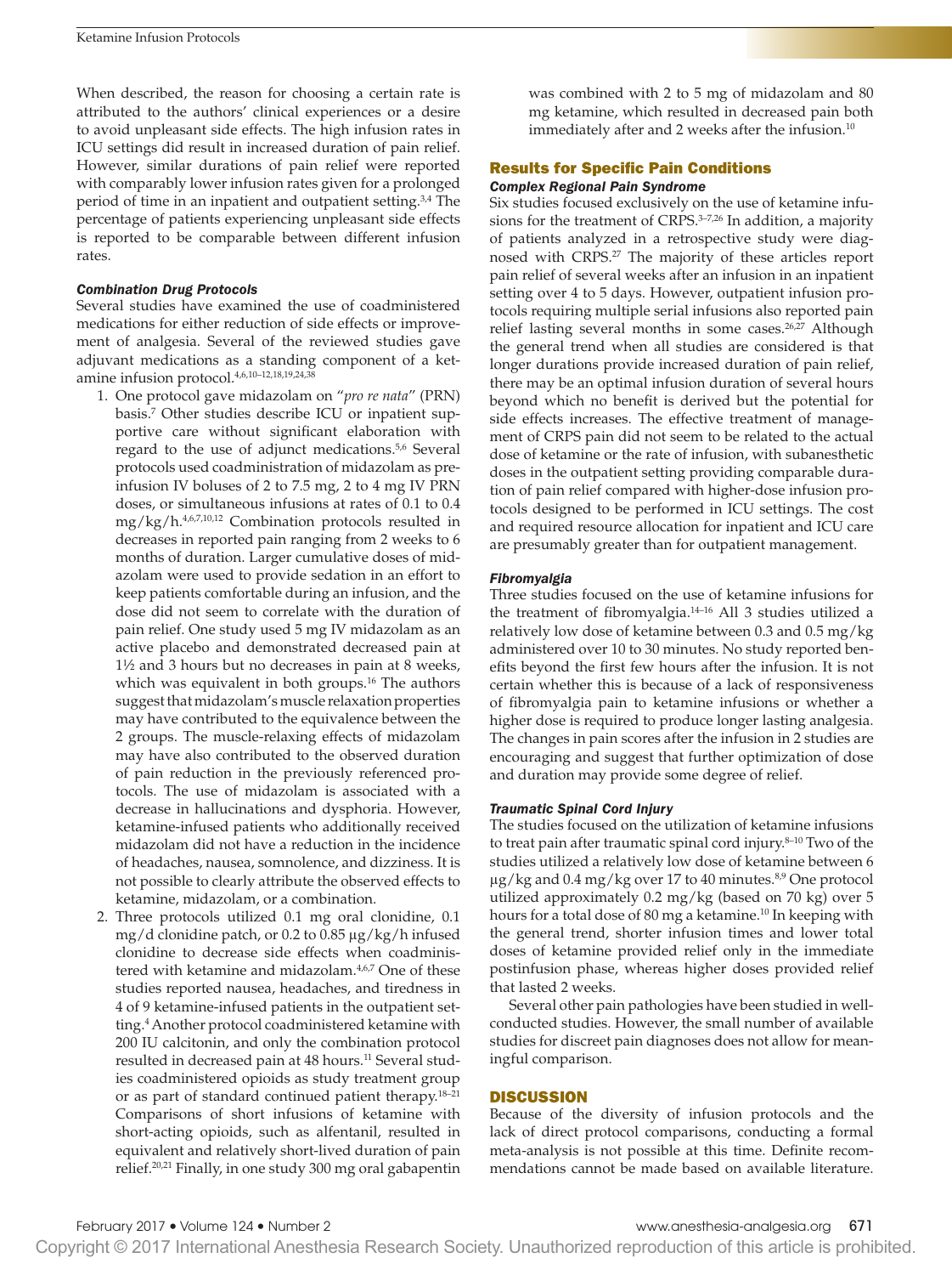When described, the reason for choosing a certain rate is attributed to the authors' clinical experiences or a desire to avoid unpleasant side effects. The high infusion rates in ICU settings did result in increased duration of pain relief. However, similar durations of pain relief were reported with comparably lower infusion rates given for a prolonged period of time in an inpatient and outpatient setting.[3,4] The percentage of patients experiencing unpleasant side effects is reported to be comparable between different infusion rates.

#### Combination Drug Protocols

Several studies have examined the use of coadministered medications for either reduction of side effects or improvement of analgesia. Several of the reviewed studies gave adjuvant medications as a standing component of a ketamine infusion protocol.[4,6,10–12,18,19,24,38]

1. One protocol gave midazolam on "*pro re nata*" (PRN) basis.[7] Other studies describe ICU or inpatient supportive care without significant elaboration with regard to the use of adjunct medications.[5,6] Several protocols used coadministration of midazolam as preinfusion IV boluses of 2 to 7.5 mg, 2 to 4 mg IV PRN doses, or simultaneous infusions at rates of 0.1 to 0.4 mg/kg/h.[4,6,7,10,12] Combination protocols resulted in decreases in reported pain ranging from 2 weeks to 6 months of duration. Larger cumulative doses of midazolam were used to provide sedation in an effort to keep patients comfortable during an infusion, and the dose did not seem to correlate with the duration of pain relief. One study used 5 mg IV midazolam as an active placebo and demonstrated decreased pain at 1½ and 3 hours but no decreases in pain at 8 weeks, which was equivalent in both groups.[16] The authors suggest that midazolam's muscle relaxation properties may have contributed to the equivalence between the 2 groups. The muscle-relaxing effects of midazolam may have also contributed to the observed duration of pain reduction in the previously referenced protocols. The use of midazolam is associated with a decrease in hallucinations and dysphoria. However, ketamine-infused patients who additionally received midazolam did not have a reduction in the incidence of headaches, nausea, somnolence, and dizziness. It is not possible to clearly attribute the observed effects to ketamine, midazolam, or a combination.
2. Three protocols utilized 0.1 mg oral clonidine, 0.1 mg/d clonidine patch, or 0.2 to 0.85 μg/kg/h infused clonidine to decrease side effects when coadministered with ketamine and midazolam.[4,6,7] One of these studies reported nausea, headaches, and tiredness in 4 of 9 ketamine-infused patients in the outpatient setting.[4] Another protocol coadministered ketamine with 200 IU calcitonin, and only the combination protocol resulted in decreased pain at 48 hours.[11] Several studies coadministered opioids as study treatment group or as part of standard continued patient therapy.[18–21] Comparisons of short infusions of ketamine with short-acting opioids, such as alfentanil, resulted in equivalent and relatively short-lived duration of pain relief.[20,21] Finally, in one study 300 mg oral gabapentin was combined with 2 to 5 mg of midazolam and 80 mg ketamine, which resulted in decreased pain both immediately after and 2 weeks after the infusion.[10]

### Results for Specific Pain Conditions

#### Complex Regional Pain Syndrome

Six studies focused exclusively on the use of ketamine infusions for the treatment of CRPS.[3–7,26] In addition, a majority of patients analyzed in a retrospective study were diagnosed with CRPS.[27] The majority of these articles report pain relief of several weeks after an infusion in an inpatient setting over 4 to 5 days. However, outpatient infusion protocols requiring multiple serial infusions also reported pain relief lasting several months in some cases.[26,27] Although the general trend when all studies are considered is that longer durations provide increased duration of pain relief, there may be an optimal infusion duration of several hours beyond which no benefit is derived but the potential for side effects increases. The effective treatment of management of CRPS pain did not seem to be related to the actual dose of ketamine or the rate of infusion, with subanesthetic doses in the outpatient setting providing comparable duration of pain relief compared with higher-dose infusion protocols designed to be performed in ICU settings. The cost and required resource allocation for inpatient and ICU care are presumably greater than for outpatient management.

#### Fibromyalgia

Three studies focused on the use of ketamine infusions for the treatment of fibromyalgia.[14–16] All 3 studies utilized a relatively low dose of ketamine between 0.3 and 0.5 mg/kg administered over 10 to 30 minutes. No study reported benefits beyond the first few hours after the infusion. It is not certain whether this is because of a lack of responsiveness of fibromyalgia pain to ketamine infusions or whether a higher dose is required to produce longer lasting analgesia. The changes in pain scores after the infusion in 2 studies are encouraging and suggest that further optimization of dose and duration may provide some degree of relief.

#### Traumatic Spinal Cord Injury

The studies focused on the utilization of ketamine infusions to treat pain after traumatic spinal cord injury.[8–10] Two of the studies utilized a relatively low dose of ketamine between 6 μg/kg and 0.4 mg/kg over 17 to 40 minutes.[8,9] One protocol utilized approximately 0.2 mg/kg (based on 70 kg) over 5 hours for a total dose of 80 mg a ketamine.[10] In keeping with the general trend, shorter infusion times and lower total doses of ketamine provided relief only in the immediate postinfusion phase, whereas higher doses provided relief that lasted 2 weeks.

Several other pain pathologies have been studied in well-conducted studies. However, the small number of available studies for discreet pain diagnoses does not allow for meaningful comparison.

## DISCUSSION

Because of the diversity of infusion protocols and the lack of direct protocol comparisons, conducting a formal meta-analysis is not possible at this time. Definite recommendations cannot be made based on available literature.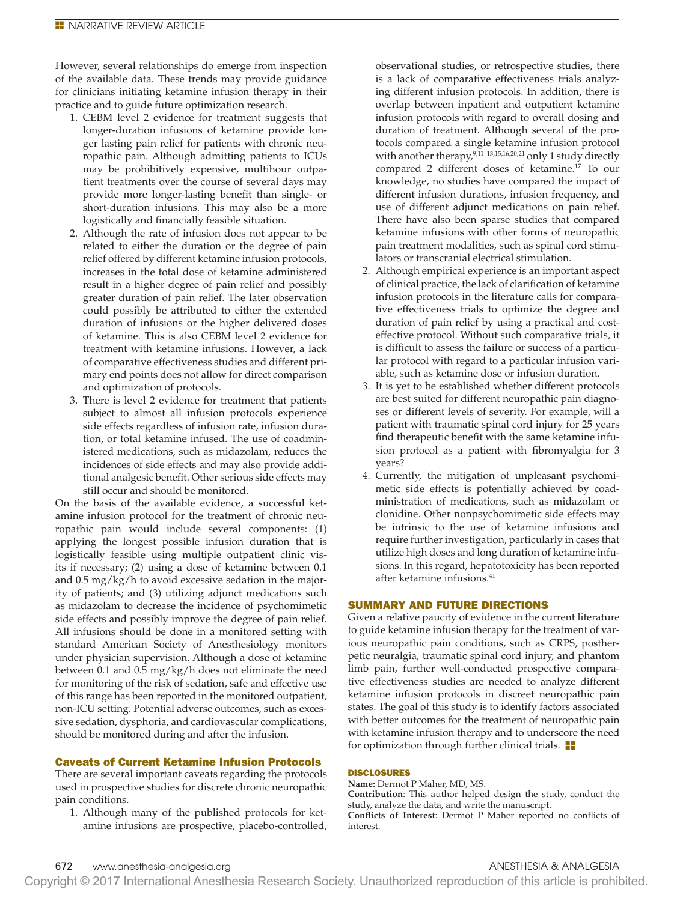However, several relationships do emerge from inspection of the available data. These trends may provide guidance for clinicians initiating ketamine infusion therapy in their practice and to guide future optimization research.

1. CEBM level 2 evidence for treatment suggests that longer-duration infusions of ketamine provide longer lasting pain relief for patients with chronic neuropathic pain. Although admitting patients to ICUs may be prohibitively expensive, multihour outpatient treatments over the course of several days may provide more longer-lasting benefit than single- or short-duration infusions. This may also be a more logistically and financially feasible situation.
2. Although the rate of infusion does not appear to be related to either the duration or the degree of pain relief offered by different ketamine infusion protocols, increases in the total dose of ketamine administered result in a higher degree of pain relief and possibly greater duration of pain relief. The later observation could possibly be attributed to either the extended duration of infusions or the higher delivered doses of ketamine. This is also CEBM level 2 evidence for treatment with ketamine infusions. However, a lack of comparative effectiveness studies and different primary end points does not allow for direct comparison and optimization of protocols.
3. There is level 2 evidence for treatment that patients subject to almost all infusion protocols experience side effects regardless of infusion rate, infusion duration, or total ketamine infused. The use of coadministered medications, such as midazolam, reduces the incidences of side effects and may also provide additional analgesic benefit. Other serious side effects may still occur and should be monitored.

On the basis of the available evidence, a successful ketamine infusion protocol for the treatment of chronic neuropathic pain would include several components: (1) applying the longest possible infusion duration that is logistically feasible using multiple outpatient clinic visits if necessary; (2) using a dose of ketamine between 0.1 and 0.5 mg/kg/h to avoid excessive sedation in the majority of patients; and (3) utilizing adjunct medications such as midazolam to decrease the incidence of psychomimetic side effects and possibly improve the degree of pain relief. All infusions should be done in a monitored setting with standard American Society of Anesthesiology monitors under physician supervision. Although a dose of ketamine between 0.1 and 0.5 mg/kg/h does not eliminate the need for monitoring of the risk of sedation, safe and effective use of this range has been reported in the monitored outpatient, non-ICU setting. Potential adverse outcomes, such as excessive sedation, dysphoria, and cardiovascular complications, should be monitored during and after the infusion.

### Caveats of Current Ketamine Infusion Protocols

There are several important caveats regarding the protocols used in prospective studies for discrete chronic neuropathic pain conditions.

1. Although many of the published protocols for ketamine infusions are prospective, placebo-controlled, observational studies, or retrospective studies, there is a lack of comparative effectiveness trials analyzing different infusion protocols. In addition, there is overlap between inpatient and outpatient ketamine infusion protocols with regard to overall dosing and duration of treatment. Although several of the protocols compared a single ketamine infusion protocol with another therapy,[9,11–13,15,16,20,21] only 1 study directly compared 2 different doses of ketamine.[17] To our knowledge, no studies have compared the impact of different infusion durations, infusion frequency, and use of different adjunct medications on pain relief. There have also been sparse studies that compared ketamine infusions with other forms of neuropathic pain treatment modalities, such as spinal cord stimulators or transcranial electrical stimulation.
2. Although empirical experience is an important aspect of clinical practice, the lack of clarification of ketamine infusion protocols in the literature calls for comparative effectiveness trials to optimize the degree and duration of pain relief by using a practical and cost-effective protocol. Without such comparative trials, it is difficult to assess the failure or success of a particular protocol with regard to a particular infusion variable, such as ketamine dose or infusion duration.
3. It is yet to be established whether different protocols are best suited for different neuropathic pain diagnoses or different levels of severity. For example, will a patient with traumatic spinal cord injury for 25 years find therapeutic benefit with the same ketamine infusion protocol as a patient with fibromyalgia for 3 years?
4. Currently, the mitigation of unpleasant psychomimetic side effects is potentially achieved by coadministration of medications, such as midazolam or clonidine. Other nonpsychomimetic side effects may be intrinsic to the use of ketamine infusions and require further investigation, particularly in cases that utilize high doses and long duration of ketamine infusions. In this regard, hepatotoxicity has been reported after ketamine infusions.[41]

## SUMMARY AND FUTURE DIRECTIONS

Given a relative paucity of evidence in the current literature to guide ketamine infusion therapy for the treatment of various neuropathic pain conditions, such as CRPS, postherpetic neuralgia, traumatic spinal cord injury, and phantom limb pain, further well-conducted prospective comparative effectiveness studies are needed to analyze different ketamine infusion protocols in discreet neuropathic pain states. The goal of this study is to identify factors associated with better outcomes for the treatment of neuropathic pain with ketamine infusion therapy and to underscore the need for optimization through further clinical trials.

### DISCLOSURES

**Name:** Dermot P Maher, MD, MS.

**Contribution**: This author helped design the study, conduct the study, analyze the data, and write the manuscript.

**Conflicts of Interest**: Dermot P Maher reported no conflicts of interest.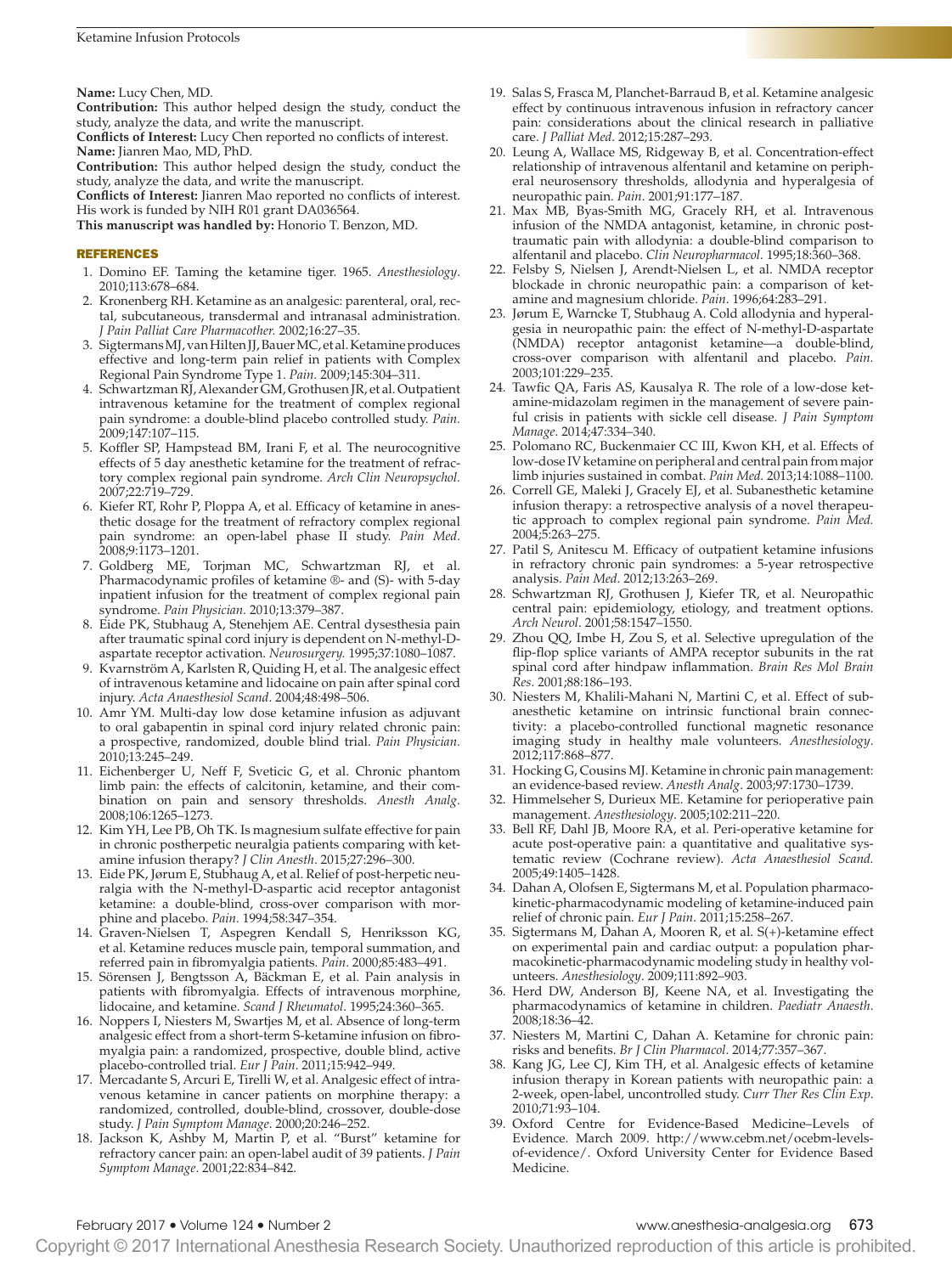**Name:** Lucy Chen, MD.

**Contribution:** This author helped design the study, conduct the study, analyze the data, and write the manuscript.

**Conflicts of Interest:** Lucy Chen reported no conflicts of interest.

**Name:** Jianren Mao, MD, PhD.

**Contribution:** This author helped design the study, conduct the study, analyze the data, and write the manuscript.

**Conflicts of Interest:** Jianren Mao reported no conflicts of interest. His work is funded by NIH R01 grant DA036564.

**This manuscript was handled by:** Honorio T. Benzon, MD.

## REFERENCES

1. Domino EF. Taming the ketamine tiger. 1965. *Anesthesiology*. 2010;113:678–684.
2. Kronenberg RH. Ketamine as an analgesic: parenteral, oral, rectal, subcutaneous, transdermal and intranasal administration. *J Pain Palliat Care Pharmacother.* 2002;16:27–35.
3. Sigtermans MJ, van Hilten JJ, Bauer MC, et al. Ketamine produces effective and long-term pain relief in patients with Complex Regional Pain Syndrome Type 1. *Pain.* 2009;145:304–311.
4. Schwartzman RJ, Alexander GM, Grothusen JR, et al. Outpatient intravenous ketamine for the treatment of complex regional pain syndrome: a double-blind placebo controlled study. *Pain.* 2009;147:107–115.
5. Koffler SP, Hampstead BM, Irani F, et al. The neurocognitive effects of 5 day anesthetic ketamine for the treatment of refractory complex regional pain syndrome. *Arch Clin Neuropsychol.* 2007;22:719–729.
6. Kiefer RT, Rohr P, Ploppa A, et al. Efficacy of ketamine in anesthetic dosage for the treatment of refractory complex regional pain syndrome: an open-label phase II study. *Pain Med*. 2008;9:1173–1201.
7. Goldberg ME, Torjman MC, Schwartzman RJ, et al. Pharmacodynamic profiles of ketamine ®- and (S)- with 5-day inpatient infusion for the treatment of complex regional pain syndrome. *Pain Physician.* 2010;13:379–387.
8. Eide PK, Stubhaug A, Stenehjem AE. Central dysesthesia pain after traumatic spinal cord injury is dependent on N-methyl-D-aspartate receptor activation. *Neurosurgery.* 1995;37:1080–1087.
9. Kvarnström A, Karlsten R, Quiding H, et al. The analgesic effect of intravenous ketamine and lidocaine on pain after spinal cord injury. *Acta Anaesthesiol Scand*. 2004;48:498–506.
10. Amr YM. Multi-day low dose ketamine infusion as adjuvant to oral gabapentin in spinal cord injury related chronic pain: a prospective, randomized, double blind trial. *Pain Physician.* 2010;13:245–249.
11. Eichenberger U, Neff F, Sveticic G, et al. Chronic phantom limb pain: the effects of calcitonin, ketamine, and their combination on pain and sensory thresholds. *Anesth Analg.* 2008;106:1265–1273.
12. Kim YH, Lee PB, Oh TK. Is magnesium sulfate effective for pain in chronic postherpetic neuralgia patients comparing with ketamine infusion therapy? *J Clin Anesth.* 2015;27:296–300.
13. Eide PK, Jørum E, Stubhaug A, et al. Relief of post-herpetic neuralgia with the N-methyl-D-aspartic acid receptor antagonist ketamine: a double-blind, cross-over comparison with morphine and placebo. *Pain*. 1994;58:347–354.
14. Graven-Nielsen T, Aspegren Kendall S, Henriksson KG, et al. Ketamine reduces muscle pain, temporal summation, and referred pain in fibromyalgia patients. *Pain*. 2000;85:483–491.
15. Sörensen J, Bengtsson A, Bäckman E, et al. Pain analysis in patients with fibromyalgia. Effects of intravenous morphine, lidocaine, and ketamine. *Scand J Rheumatol*. 1995;24:360–365.
16. Noppers I, Niesters M, Swartjes M, et al. Absence of long-term analgesic effect from a short-term S-ketamine infusion on fibromyalgia pain: a randomized, prospective, double blind, active placebo-controlled trial. *Eur J Pain*. 2011;15:942–949.
17. Mercadante S, Arcuri E, Tirelli W, et al. Analgesic effect of intravenous ketamine in cancer patients on morphine therapy: a randomized, controlled, double-blind, crossover, double-dose study. *J Pain Symptom Manage*. 2000;20:246–252.
18. Jackson K, Ashby M, Martin P, et al. "Burst" ketamine for refractory cancer pain: an open-label audit of 39 patients. *J Pain Symptom Manage*. 2001;22:834–842.
19. Salas S, Frasca M, Planchet-Barraud B, et al. Ketamine analgesic effect by continuous intravenous infusion in refractory cancer pain: considerations about the clinical research in palliative care. *J Palliat Med*. 2012;15:287–293.
20. Leung A, Wallace MS, Ridgeway B, et al. Concentration-effect relationship of intravenous alfentanil and ketamine on peripheral neurosensory thresholds, allodynia and hyperalgesia of neuropathic pain. *Pain*. 2001;91:177–187.
21. Max MB, Byas-Smith MG, Gracely RH, et al. Intravenous infusion of the NMDA antagonist, ketamine, in chronic posttraumatic pain with allodynia: a double-blind comparison to alfentanil and placebo. *Clin Neuropharmacol*. 1995;18:360–368.
22. Felsby S, Nielsen J, Arendt-Nielsen L, et al. NMDA receptor blockade in chronic neuropathic pain: a comparison of ketamine and magnesium chloride. *Pain*. 1996;64:283–291.
23. Jørum E, Warncke T, Stubhaug A. Cold allodynia and hyperalgesia in neuropathic pain: the effect of N-methyl-D-aspartate (NMDA) receptor antagonist ketamine—a double-blind, cross-over comparison with alfentanil and placebo. *Pain*. 2003;101:229–235.
24. Tawfic QA, Faris AS, Kausalya R. The role of a low-dose ketamine-midazolam regimen in the management of severe painful crisis in patients with sickle cell disease. *J Pain Symptom Manage*. 2014;47:334–340.
25. Polomano RC, Buckenmaier CC III, Kwon KH, et al. Effects of low-dose IV ketamine on peripheral and central pain from major limb injuries sustained in combat. *Pain Med.* 2013;14:1088–1100.
26. Correll GE, Maleki J, Gracely EJ, et al. Subanesthetic ketamine infusion therapy: a retrospective analysis of a novel therapeutic approach to complex regional pain syndrome. *Pain Med.* 2004;5:263–275.
27. Patil S, Anitescu M. Efficacy of outpatient ketamine infusions in refractory chronic pain syndromes: a 5-year retrospective analysis. *Pain Med*. 2012;13:263–269.
28. Schwartzman RJ, Grothusen J, Kiefer TR, et al. Neuropathic central pain: epidemiology, etiology, and treatment options. *Arch Neurol*. 2001;58:1547–1550.
29. Zhou QQ, Imbe H, Zou S, et al. Selective upregulation of the flip-flop splice variants of AMPA receptor subunits in the rat spinal cord after hindpaw inflammation. *Brain Res Mol Brain Res*. 2001;88:186–193.
30. Niesters M, Khalili-Mahani N, Martini C, et al. Effect of subanesthetic ketamine on intrinsic functional brain connectivity: a placebo-controlled functional magnetic resonance imaging study in healthy male volunteers. *Anesthesiology*. 2012;117:868–877.
31. Hocking G, Cousins MJ. Ketamine in chronic pain management: an evidence-based review. *Anesth Analg*. 2003;97:1730–1739.
32. Himmelseher S, Durieux ME. Ketamine for perioperative pain management. *Anesthesiology*. 2005;102:211–220.
33. Bell RF, Dahl JB, Moore RA, et al. Peri-operative ketamine for acute post-operative pain: a quantitative and qualitative systematic review (Cochrane review). *Acta Anaesthesiol Scand.* 2005;49:1405–1428.
34. Dahan A, Olofsen E, Sigtermans M, et al. Population pharmacokinetic-pharmacodynamic modeling of ketamine-induced pain relief of chronic pain. *Eur J Pain*. 2011;15:258–267.
35. Sigtermans M, Dahan A, Mooren R, et al. S(+)-ketamine effect on experimental pain and cardiac output: a population pharmacokinetic-pharmacodynamic modeling study in healthy volunteers. *Anesthesiology*. 2009;111:892–903.
36. Herd DW, Anderson BJ, Keene NA, et al. Investigating the pharmacodynamics of ketamine in children. *Paediatr Anaesth*. 2008;18:36–42.
37. Niesters M, Martini C, Dahan A. Ketamine for chronic pain: risks and benefits. *Br J Clin Pharmacol*. 2014;77:357–367.
38. Kang JG, Lee CJ, Kim TH, et al. Analgesic effects of ketamine infusion therapy in Korean patients with neuropathic pain: a 2-week, open-label, uncontrolled study. *Curr Ther Res Clin Exp*. 2010;71:93–104.
39. Oxford Centre for Evidence-Based Medicine–Levels of Evidence. March 2009. http://www.cebm.net/ocebm-levels-of-evidence/. Oxford University Center for Evidence Based Medicine.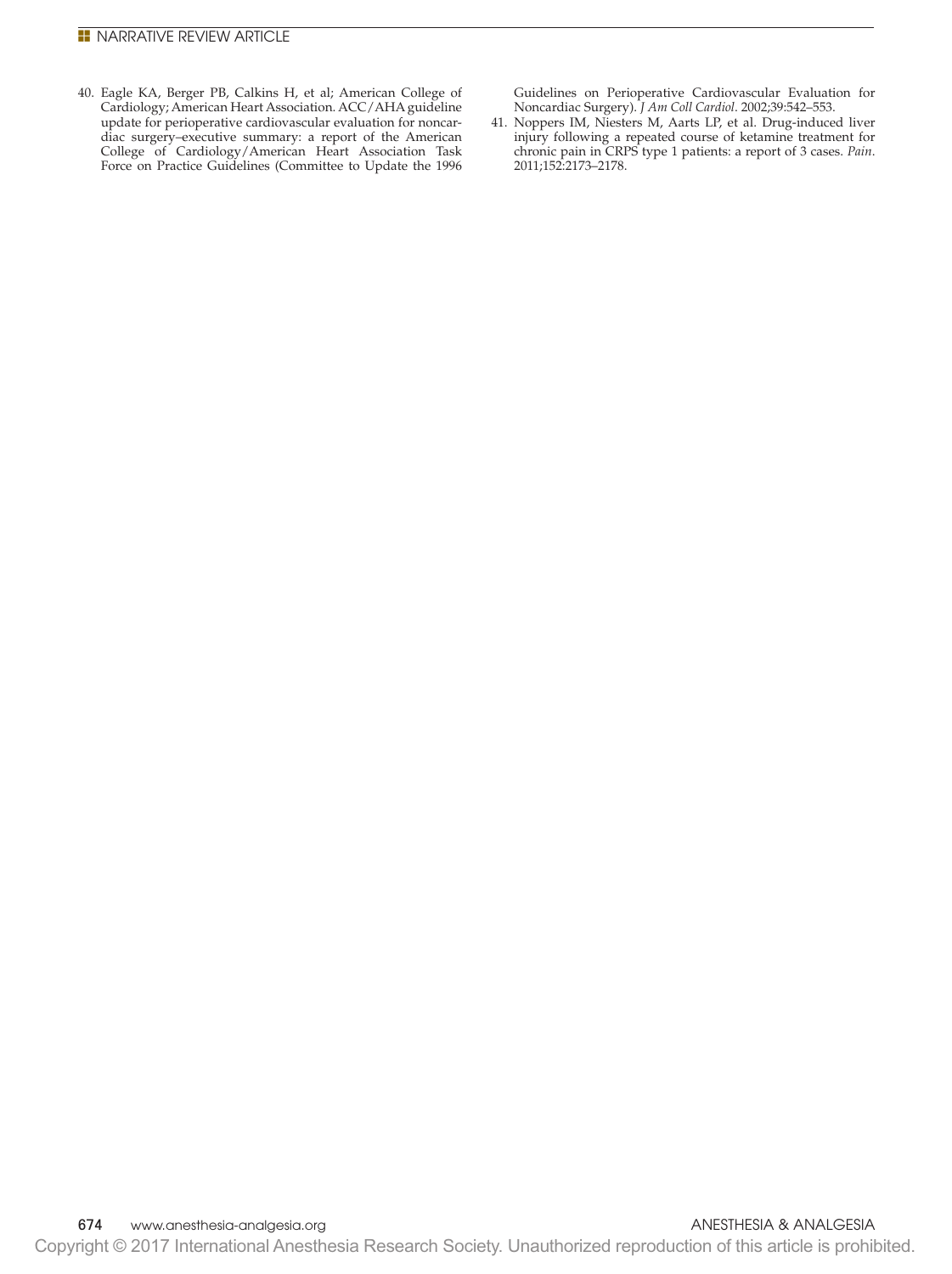40. Eagle KA, Berger PB, Calkins H, et al; American College of Cardiology; American Heart Association. ACC/AHA guideline update for perioperative cardiovascular evaluation for noncardiac surgery–executive summary: a report of the American College of Cardiology/American Heart Association Task Force on Practice Guidelines (Committee to Update the 1996 Guidelines on Perioperative Cardiovascular Evaluation for Noncardiac Surgery). *J Am Coll Cardiol*. 2002;39:542–553.
41. Noppers IM, Niesters M, Aarts LP, et al. Drug-induced liver injury following a repeated course of ketamine treatment for chronic pain in CRPS type 1 patients: a report of 3 cases. *Pain*. 2011;152:2173–2178.